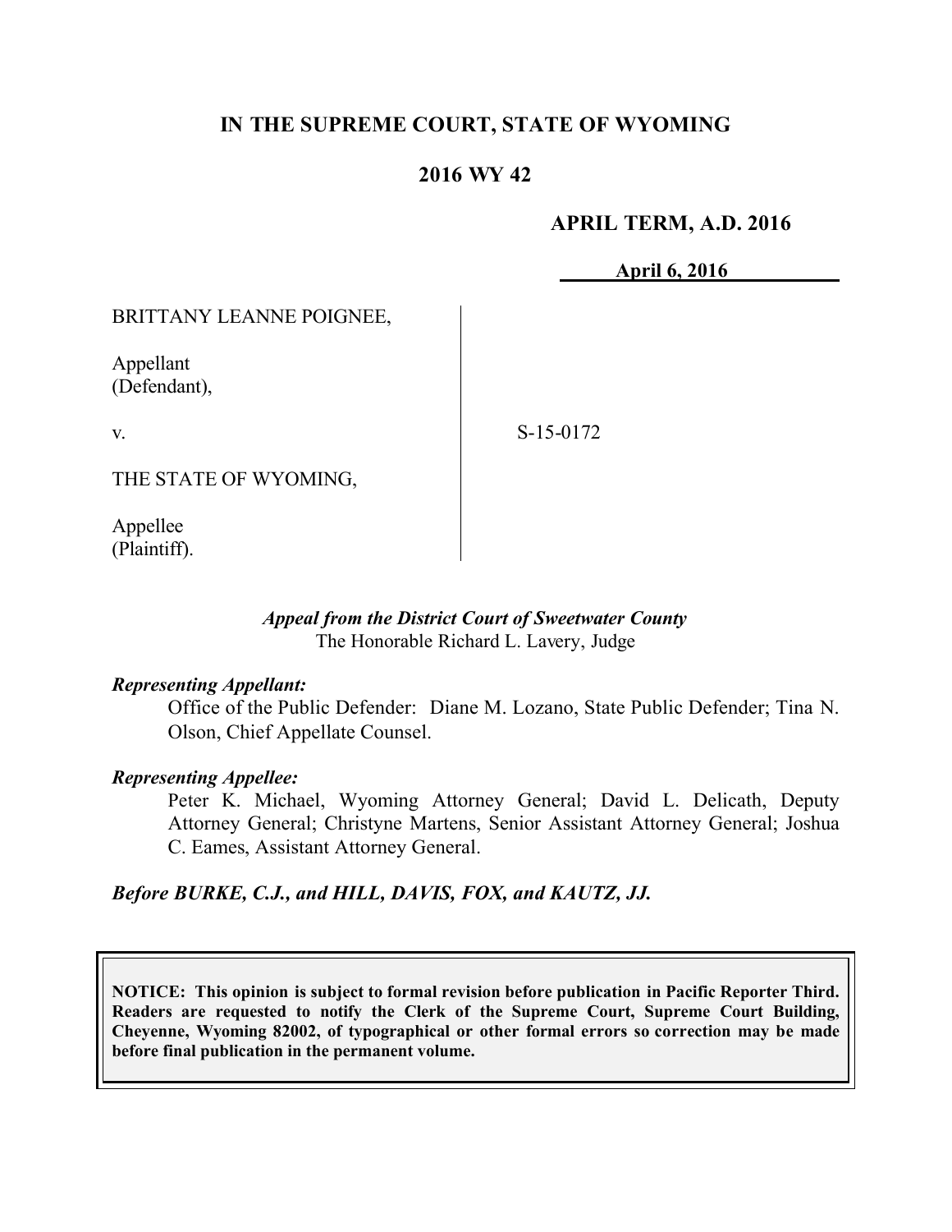# IN THE SUPREME COURT, STATE OF WYOMING

## 2016 WY 42

**APRIL TERM, A.D. 2016**

**April 6, 2016**

BRITTANY LEANNE POIGNEE,

Appellant
(Defendant),

v.

S-15-0172

THE STATE OF WYOMING,

Appellee
(Plaintiff).

*Appeal from the District Court of Sweetwater County*
The Honorable Richard L. Lavery, Judge

***Representing Appellant:***

Office of the Public Defender: Diane M. Lozano, State Public Defender; Tina N. Olson, Chief Appellate Counsel.

***Representing Appellee:***

Peter K. Michael, Wyoming Attorney General; David L. Delicath, Deputy Attorney General; Christyne Martens, Senior Assistant Attorney General; Joshua C. Eames, Assistant Attorney General.

***Before BURKE, C.J., and HILL, DAVIS, FOX, and KAUTZ, JJ.***

**NOTICE: This opinion is subject to formal revision before publication in Pacific Reporter Third. Readers are requested to notify the Clerk of the Supreme Court, Supreme Court Building, Cheyenne, Wyoming 82002, of typographical or other formal errors so correction may be made before final publication in the permanent volume.**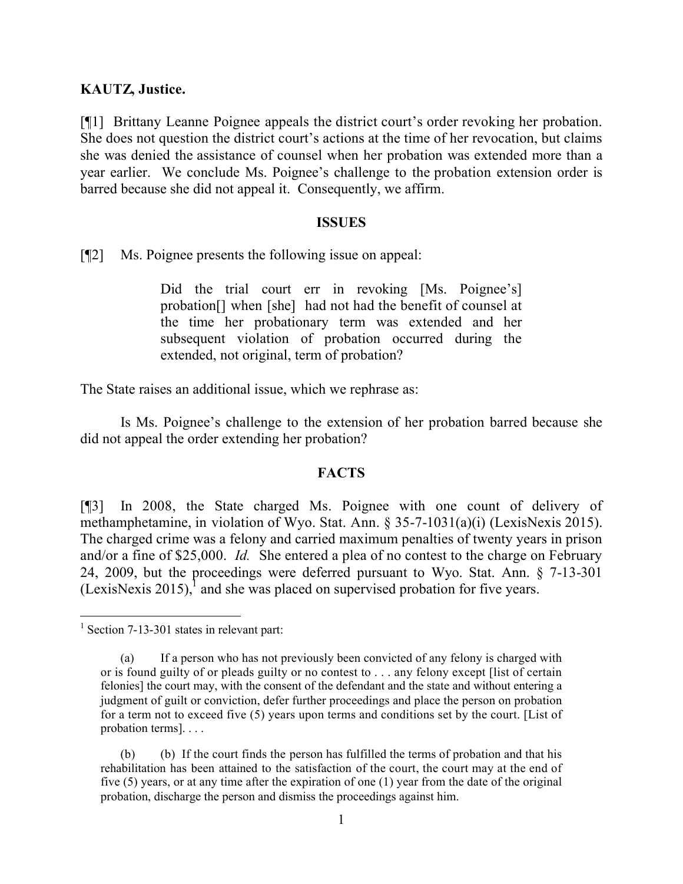**KAUTZ, Justice.**

[¶1] Brittany Leanne Poignee appeals the district court's order revoking her probation. She does not question the district court's actions at the time of her revocation, but claims she was denied the assistance of counsel when her probation was extended more than a year earlier. We conclude Ms. Poignee's challenge to the probation extension order is barred because she did not appeal it. Consequently, we affirm.

**ISSUES**

[¶2] Ms. Poignee presents the following issue on appeal:

> Did the trial court err in revoking [Ms. Poignee's] probation[] when [she] had not had the benefit of counsel at the time her probationary term was extended and her subsequent violation of probation occurred during the extended, not original, term of probation?

The State raises an additional issue, which we rephrase as:

> Is Ms. Poignee's challenge to the extension of her probation barred because she did not appeal the order extending her probation?

**FACTS**

[¶3] In 2008, the State charged Ms. Poignee with one count of delivery of methamphetamine, in violation of Wyo. Stat. Ann. § 35-7-1031(a)(i) (LexisNexis 2015). The charged crime was a felony and carried maximum penalties of twenty years in prison and/or a fine of $25,000. *Id.* She entered a plea of no contest to the charge on February 24, 2009, but the proceedings were deferred pursuant to Wyo. Stat. Ann. § 7-13-301 (LexisNexis 2015),[1] and she was placed on supervised probation for five years.

---

[1] Section 7-13-301 states in relevant part:

> (a) If a person who has not previously been convicted of any felony is charged with or is found guilty of or pleads guilty or no contest to . . . any felony except [list of certain felonies] the court may, with the consent of the defendant and the state and without entering a judgment of guilt or conviction, defer further proceedings and place the person on probation for a term not to exceed five (5) years upon terms and conditions set by the court. [List of probation terms]. . . .
>
> (b) (b) If the court finds the person has fulfilled the terms of probation and that his rehabilitation has been attained to the satisfaction of the court, the court may at the end of five (5) years, or at any time after the expiration of one (1) year from the date of the original probation, discharge the person and dismiss the proceedings against him.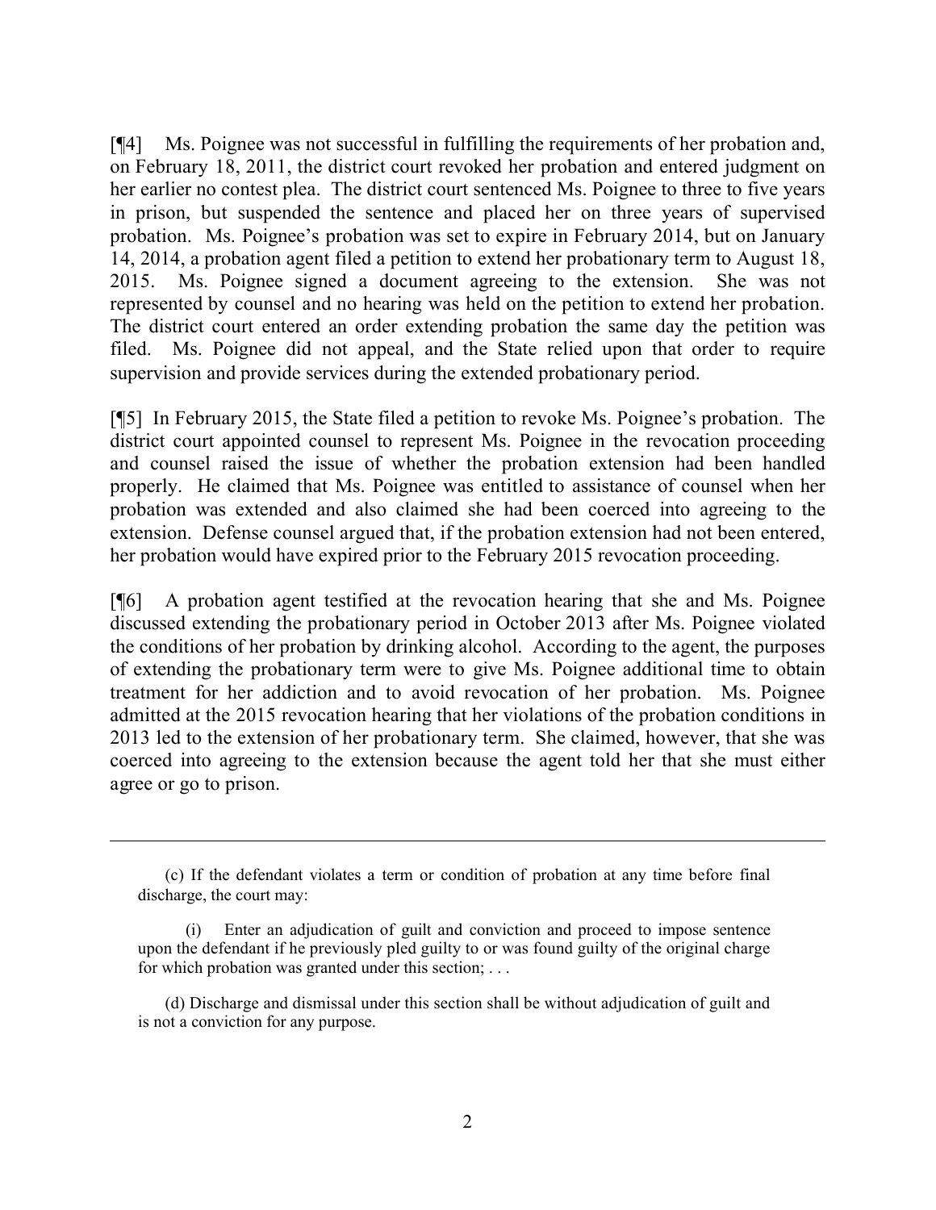[¶4] Ms. Poignee was not successful in fulfilling the requirements of her probation and, on February 18, 2011, the district court revoked her probation and entered judgment on her earlier no contest plea. The district court sentenced Ms. Poignee to three to five years in prison, but suspended the sentence and placed her on three years of supervised probation. Ms. Poignee's probation was set to expire in February 2014, but on January 14, 2014, a probation agent filed a petition to extend her probationary term to August 18, 2015. Ms. Poignee signed a document agreeing to the extension. She was not represented by counsel and no hearing was held on the petition to extend her probation. The district court entered an order extending probation the same day the petition was filed. Ms. Poignee did not appeal, and the State relied upon that order to require supervision and provide services during the extended probationary period.

[¶5] In February 2015, the State filed a petition to revoke Ms. Poignee's probation. The district court appointed counsel to represent Ms. Poignee in the revocation proceeding and counsel raised the issue of whether the probation extension had been handled properly. He claimed that Ms. Poignee was entitled to assistance of counsel when her probation was extended and also claimed she had been coerced into agreeing to the extension. Defense counsel argued that, if the probation extension had not been entered, her probation would have expired prior to the February 2015 revocation proceeding.

[¶6] A probation agent testified at the revocation hearing that she and Ms. Poignee discussed extending the probationary period in October 2013 after Ms. Poignee violated the conditions of her probation by drinking alcohol. According to the agent, the purposes of extending the probationary term were to give Ms. Poignee additional time to obtain treatment for her addiction and to avoid revocation of her probation. Ms. Poignee admitted at the 2015 revocation hearing that her violations of the probation conditions in 2013 led to the extension of her probationary term. She claimed, however, that she was coerced into agreeing to the extension because the agent told her that she must either agree or go to prison.

---

(c) If the defendant violates a term or condition of probation at any time before final discharge, the court may:

(i) Enter an adjudication of guilt and conviction and proceed to impose sentence upon the defendant if he previously pled guilty to or was found guilty of the original charge for which probation was granted under this section; . . .

(d) Discharge and dismissal under this section shall be without adjudication of guilt and is not a conviction for any purpose.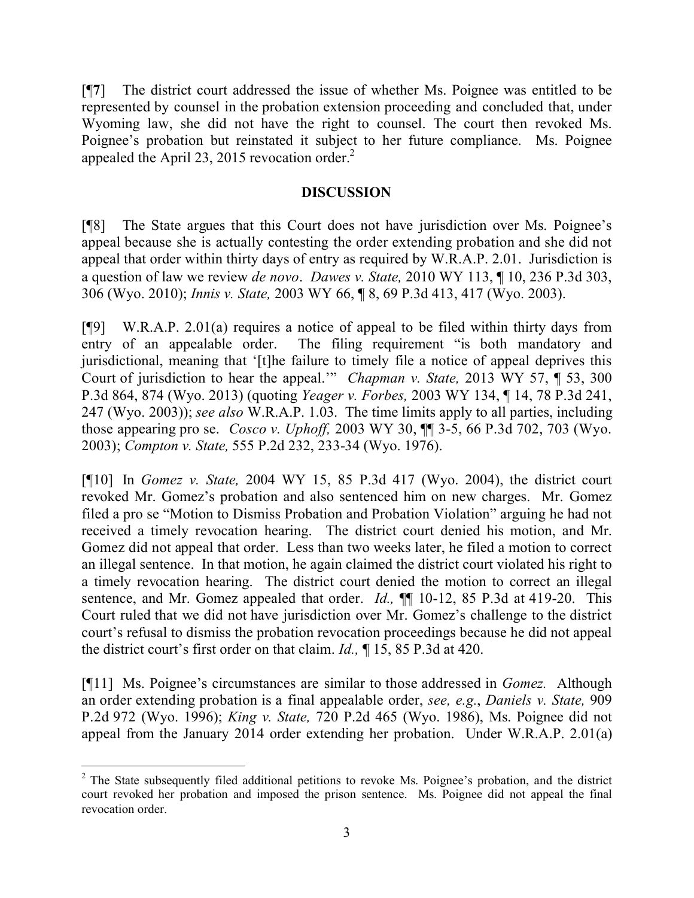[¶7] The district court addressed the issue of whether Ms. Poignee was entitled to be represented by counsel in the probation extension proceeding and concluded that, under Wyoming law, she did not have the right to counsel. The court then revoked Ms. Poignee's probation but reinstated it subject to her future compliance. Ms. Poignee appealed the April 23, 2015 revocation order.[2]

## DISCUSSION

[¶8] The State argues that this Court does not have jurisdiction over Ms. Poignee's appeal because she is actually contesting the order extending probation and she did not appeal that order within thirty days of entry as required by W.R.A.P. 2.01. Jurisdiction is a question of law we review *de novo*. *Dawes v. State,* 2010 WY 113, ¶ 10, 236 P.3d 303, 306 (Wyo. 2010); *Innis v. State,* 2003 WY 66, ¶ 8, 69 P.3d 413, 417 (Wyo. 2003).

[¶9] W.R.A.P. 2.01(a) requires a notice of appeal to be filed within thirty days from entry of an appealable order. The filing requirement "is both mandatory and jurisdictional, meaning that '[t]he failure to timely file a notice of appeal deprives this Court of jurisdiction to hear the appeal.'" *Chapman v. State,* 2013 WY 57, ¶ 53, 300 P.3d 864, 874 (Wyo. 2013) (quoting *Yeager v. Forbes,* 2003 WY 134, ¶ 14, 78 P.3d 241, 247 (Wyo. 2003)); *see also* W.R.A.P. 1.03. The time limits apply to all parties, including those appearing pro se. *Cosco v. Uphoff,* 2003 WY 30, ¶¶ 3-5, 66 P.3d 702, 703 (Wyo. 2003); *Compton v. State,* 555 P.2d 232, 233-34 (Wyo. 1976).

[¶10] In *Gomez v. State,* 2004 WY 15, 85 P.3d 417 (Wyo. 2004), the district court revoked Mr. Gomez's probation and also sentenced him on new charges. Mr. Gomez filed a pro se "Motion to Dismiss Probation and Probation Violation" arguing he had not received a timely revocation hearing. The district court denied his motion, and Mr. Gomez did not appeal that order. Less than two weeks later, he filed a motion to correct an illegal sentence. In that motion, he again claimed the district court violated his right to a timely revocation hearing. The district court denied the motion to correct an illegal sentence, and Mr. Gomez appealed that order. *Id.,* ¶¶ 10-12, 85 P.3d at 419-20. This Court ruled that we did not have jurisdiction over Mr. Gomez's challenge to the district court's refusal to dismiss the probation revocation proceedings because he did not appeal the district court's first order on that claim. *Id.,* ¶ 15, 85 P.3d at 420.

[¶11] Ms. Poignee's circumstances are similar to those addressed in *Gomez.* Although an order extending probation is a final appealable order, *see, e.g.*, *Daniels v. State,* 909 P.2d 972 (Wyo. 1996); *King v. State,* 720 P.2d 465 (Wyo. 1986), Ms. Poignee did not appeal from the January 2014 order extending her probation. Under W.R.A.P. 2.01(a)

---

[2] The State subsequently filed additional petitions to revoke Ms. Poignee's probation, and the district court revoked her probation and imposed the prison sentence. Ms. Poignee did not appeal the final revocation order.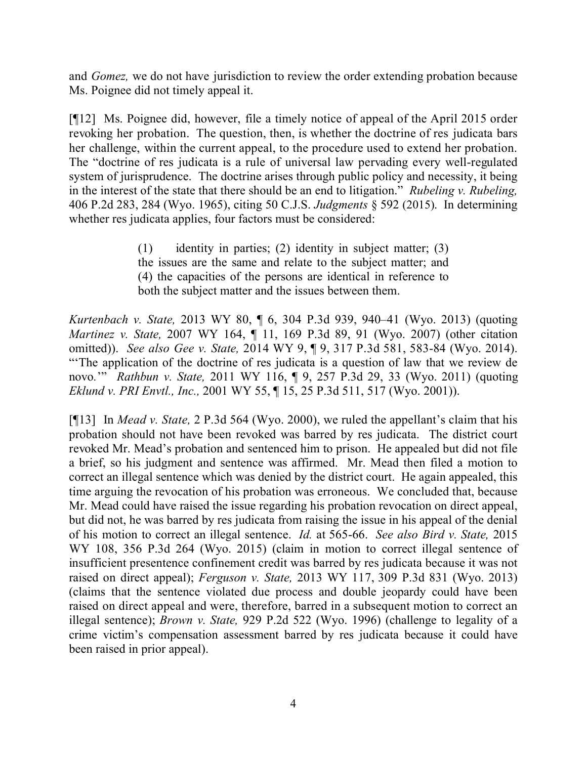and *Gomez,* we do not have jurisdiction to review the order extending probation because Ms. Poignee did not timely appeal it.

[¶12] Ms. Poignee did, however, file a timely notice of appeal of the April 2015 order revoking her probation. The question, then, is whether the doctrine of res judicata bars her challenge, within the current appeal, to the procedure used to extend her probation. The "doctrine of res judicata is a rule of universal law pervading every well-regulated system of jurisprudence. The doctrine arises through public policy and necessity, it being in the interest of the state that there should be an end to litigation." *Rubeling v. Rubeling,* 406 P.2d 283, 284 (Wyo. 1965), citing 50 C.J.S. *Judgments* § 592 (2015). In determining whether res judicata applies, four factors must be considered:

> (1) identity in parties; (2) identity in subject matter; (3) the issues are the same and relate to the subject matter; and (4) the capacities of the persons are identical in reference to both the subject matter and the issues between them.

*Kurtenbach v. State,* 2013 WY 80, ¶ 6, 304 P.3d 939, 940–41 (Wyo. 2013) (quoting *Martinez v. State,* 2007 WY 164, ¶ 11, 169 P.3d 89, 91 (Wyo. 2007) (other citation omitted)). *See also Gee v. State,* 2014 WY 9, ¶ 9, 317 P.3d 581, 583-84 (Wyo. 2014). "'The application of the doctrine of res judicata is a question of law that we review de novo.'" *Rathbun v. State,* 2011 WY 116, ¶ 9, 257 P.3d 29, 33 (Wyo. 2011) (quoting *Eklund v. PRI Envtl., Inc.,* 2001 WY 55, ¶ 15, 25 P.3d 511, 517 (Wyo. 2001)).

[¶13] In *Mead v. State,* 2 P.3d 564 (Wyo. 2000), we ruled the appellant's claim that his probation should not have been revoked was barred by res judicata. The district court revoked Mr. Mead's probation and sentenced him to prison. He appealed but did not file a brief, so his judgment and sentence was affirmed. Mr. Mead then filed a motion to correct an illegal sentence which was denied by the district court. He again appealed, this time arguing the revocation of his probation was erroneous. We concluded that, because Mr. Mead could have raised the issue regarding his probation revocation on direct appeal, but did not, he was barred by res judicata from raising the issue in his appeal of the denial of his motion to correct an illegal sentence. *Id.* at 565-66. *See also Bird v. State,* 2015 WY 108, 356 P.3d 264 (Wyo. 2015) (claim in motion to correct illegal sentence of insufficient presentence confinement credit was barred by res judicata because it was not raised on direct appeal); *Ferguson v. State,* 2013 WY 117, 309 P.3d 831 (Wyo. 2013) (claims that the sentence violated due process and double jeopardy could have been raised on direct appeal and were, therefore, barred in a subsequent motion to correct an illegal sentence); *Brown v. State,* 929 P.2d 522 (Wyo. 1996) (challenge to legality of a crime victim's compensation assessment barred by res judicata because it could have been raised in prior appeal).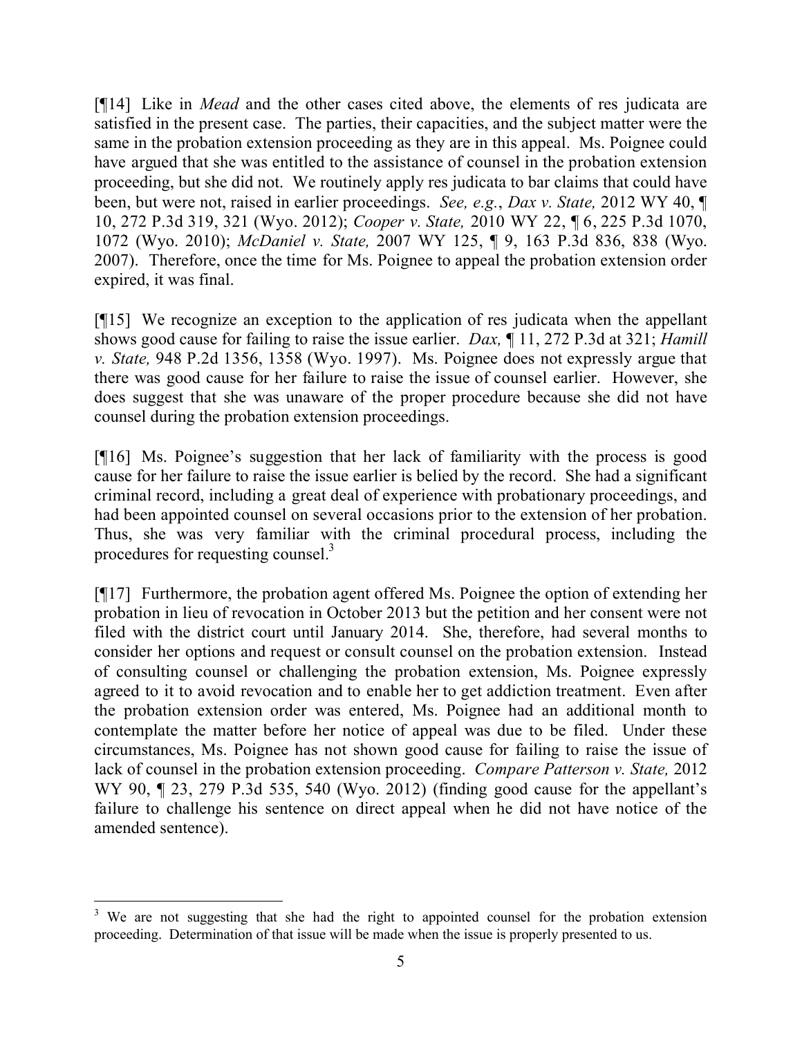[¶14] Like in *Mead* and the other cases cited above, the elements of res judicata are satisfied in the present case. The parties, their capacities, and the subject matter were the same in the probation extension proceeding as they are in this appeal. Ms. Poignee could have argued that she was entitled to the assistance of counsel in the probation extension proceeding, but she did not. We routinely apply res judicata to bar claims that could have been, but were not, raised in earlier proceedings. *See, e.g.*, *Dax v. State,* 2012 WY 40, ¶ 10, 272 P.3d 319, 321 (Wyo. 2012); *Cooper v. State,* 2010 WY 22, ¶ 6, 225 P.3d 1070, 1072 (Wyo. 2010); *McDaniel v. State,* 2007 WY 125, ¶ 9, 163 P.3d 836, 838 (Wyo. 2007). Therefore, once the time for Ms. Poignee to appeal the probation extension order expired, it was final.

[¶15] We recognize an exception to the application of res judicata when the appellant shows good cause for failing to raise the issue earlier. *Dax,* ¶ 11, 272 P.3d at 321; *Hamill v. State,* 948 P.2d 1356, 1358 (Wyo. 1997). Ms. Poignee does not expressly argue that there was good cause for her failure to raise the issue of counsel earlier. However, she does suggest that she was unaware of the proper procedure because she did not have counsel during the probation extension proceedings.

[¶16] Ms. Poignee's suggestion that her lack of familiarity with the process is good cause for her failure to raise the issue earlier is belied by the record. She had a significant criminal record, including a great deal of experience with probationary proceedings, and had been appointed counsel on several occasions prior to the extension of her probation. Thus, she was very familiar with the criminal procedural process, including the procedures for requesting counsel.[3]

[¶17] Furthermore, the probation agent offered Ms. Poignee the option of extending her probation in lieu of revocation in October 2013 but the petition and her consent were not filed with the district court until January 2014. She, therefore, had several months to consider her options and request or consult counsel on the probation extension. Instead of consulting counsel or challenging the probation extension, Ms. Poignee expressly agreed to it to avoid revocation and to enable her to get addiction treatment. Even after the probation extension order was entered, Ms. Poignee had an additional month to contemplate the matter before her notice of appeal was due to be filed. Under these circumstances, Ms. Poignee has not shown good cause for failing to raise the issue of lack of counsel in the probation extension proceeding. *Compare Patterson v. State,* 2012 WY 90, ¶ 23, 279 P.3d 535, 540 (Wyo. 2012) (finding good cause for the appellant's failure to challenge his sentence on direct appeal when he did not have notice of the amended sentence).

---

[3] We are not suggesting that she had the right to appointed counsel for the probation extension proceeding. Determination of that issue will be made when the issue is properly presented to us.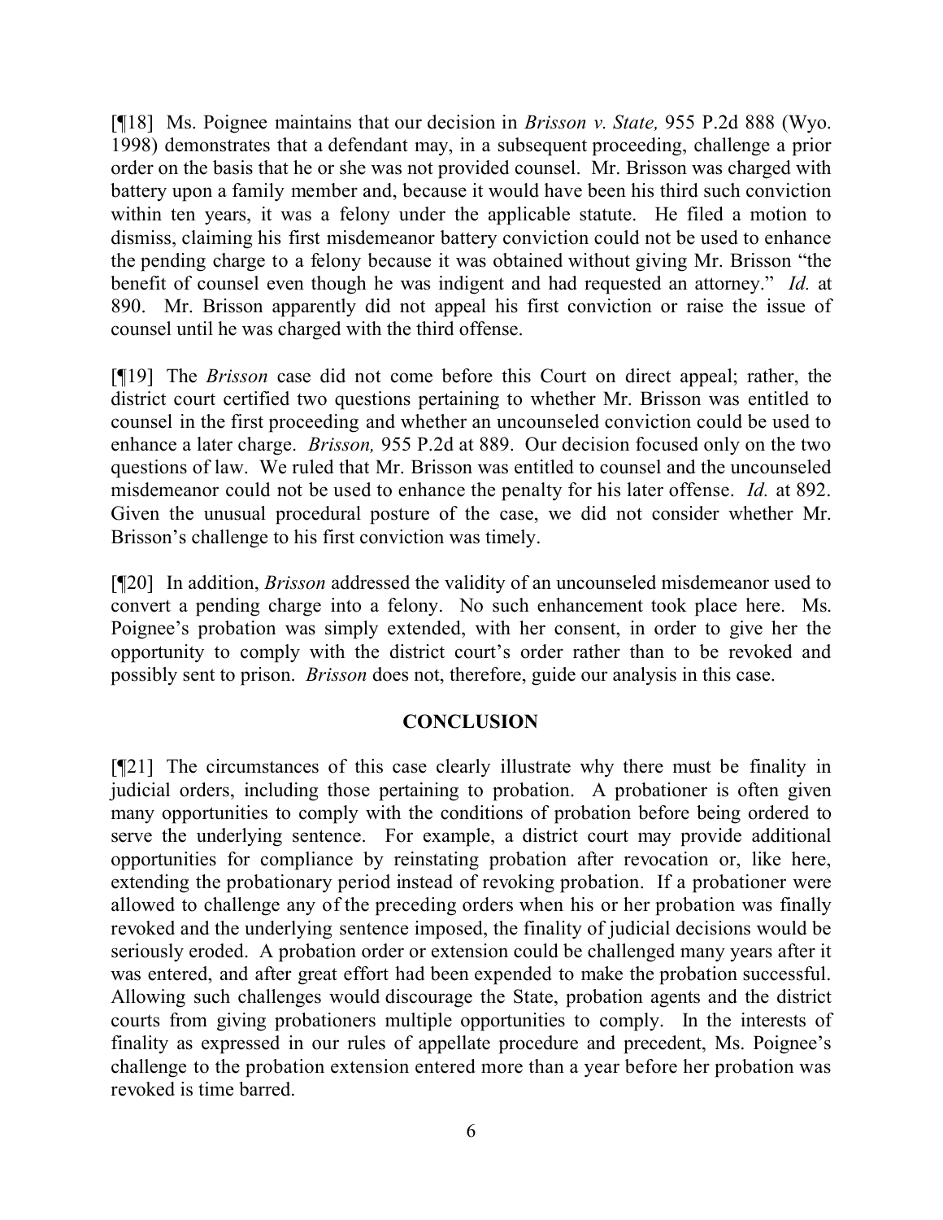[¶18] Ms. Poignee maintains that our decision in *Brisson v. State,* 955 P.2d 888 (Wyo. 1998) demonstrates that a defendant may, in a subsequent proceeding, challenge a prior order on the basis that he or she was not provided counsel. Mr. Brisson was charged with battery upon a family member and, because it would have been his third such conviction within ten years, it was a felony under the applicable statute. He filed a motion to dismiss, claiming his first misdemeanor battery conviction could not be used to enhance the pending charge to a felony because it was obtained without giving Mr. Brisson "the benefit of counsel even though he was indigent and had requested an attorney." *Id.* at 890. Mr. Brisson apparently did not appeal his first conviction or raise the issue of counsel until he was charged with the third offense.

[¶19] The *Brisson* case did not come before this Court on direct appeal; rather, the district court certified two questions pertaining to whether Mr. Brisson was entitled to counsel in the first proceeding and whether an uncounseled conviction could be used to enhance a later charge. *Brisson,* 955 P.2d at 889. Our decision focused only on the two questions of law. We ruled that Mr. Brisson was entitled to counsel and the uncounseled misdemeanor could not be used to enhance the penalty for his later offense. *Id.* at 892. Given the unusual procedural posture of the case, we did not consider whether Mr. Brisson's challenge to his first conviction was timely.

[¶20] In addition, *Brisson* addressed the validity of an uncounseled misdemeanor used to convert a pending charge into a felony. No such enhancement took place here. Ms. Poignee's probation was simply extended, with her consent, in order to give her the opportunity to comply with the district court's order rather than to be revoked and possibly sent to prison. *Brisson* does not, therefore, guide our analysis in this case.

## CONCLUSION

[¶21] The circumstances of this case clearly illustrate why there must be finality in judicial orders, including those pertaining to probation. A probationer is often given many opportunities to comply with the conditions of probation before being ordered to serve the underlying sentence. For example, a district court may provide additional opportunities for compliance by reinstating probation after revocation or, like here, extending the probationary period instead of revoking probation. If a probationer were allowed to challenge any of the preceding orders when his or her probation was finally revoked and the underlying sentence imposed, the finality of judicial decisions would be seriously eroded. A probation order or extension could be challenged many years after it was entered, and after great effort had been expended to make the probation successful. Allowing such challenges would discourage the State, probation agents and the district courts from giving probationers multiple opportunities to comply. In the interests of finality as expressed in our rules of appellate procedure and precedent, Ms. Poignee's challenge to the probation extension entered more than a year before her probation was revoked is time barred.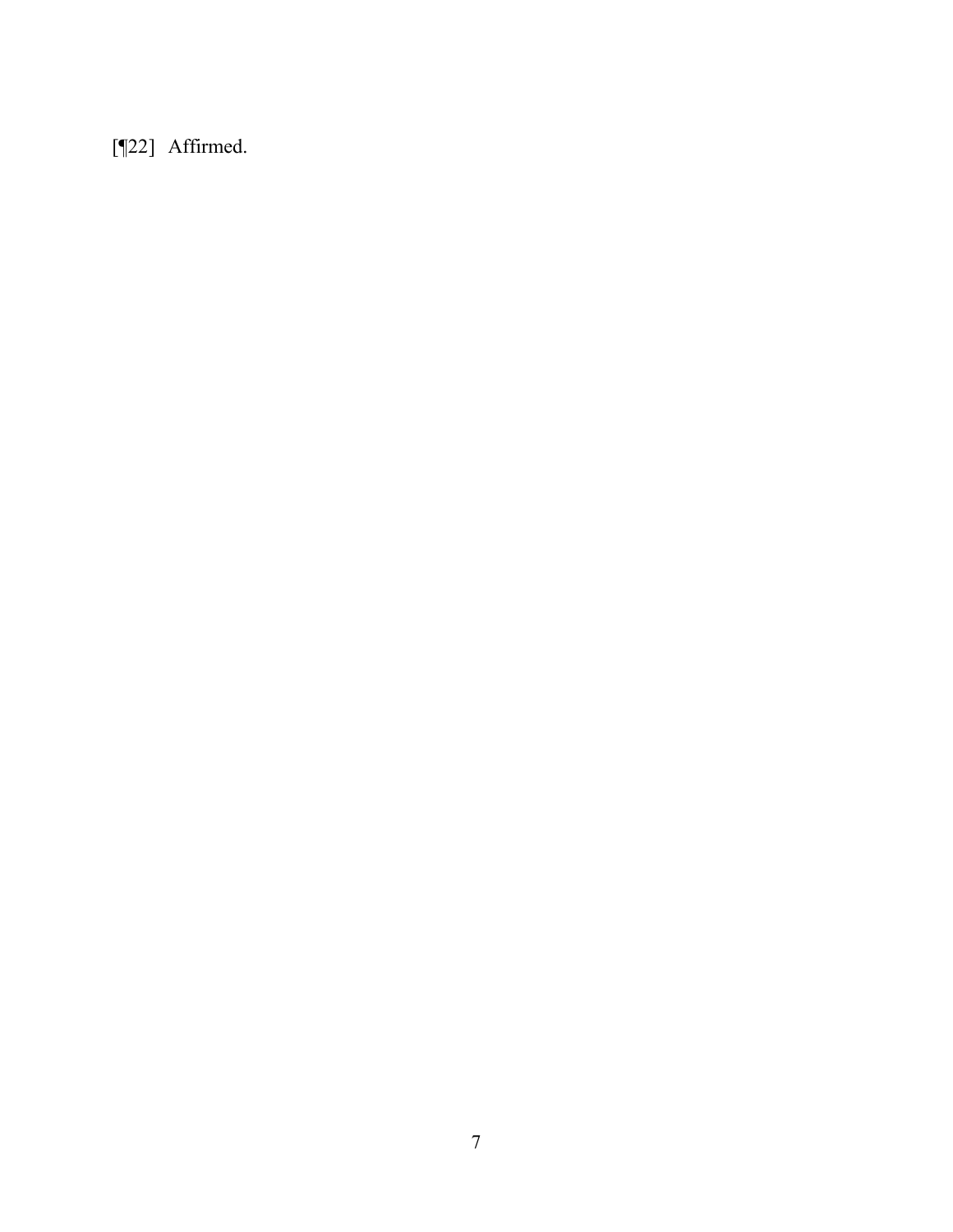[¶22] Affirmed.